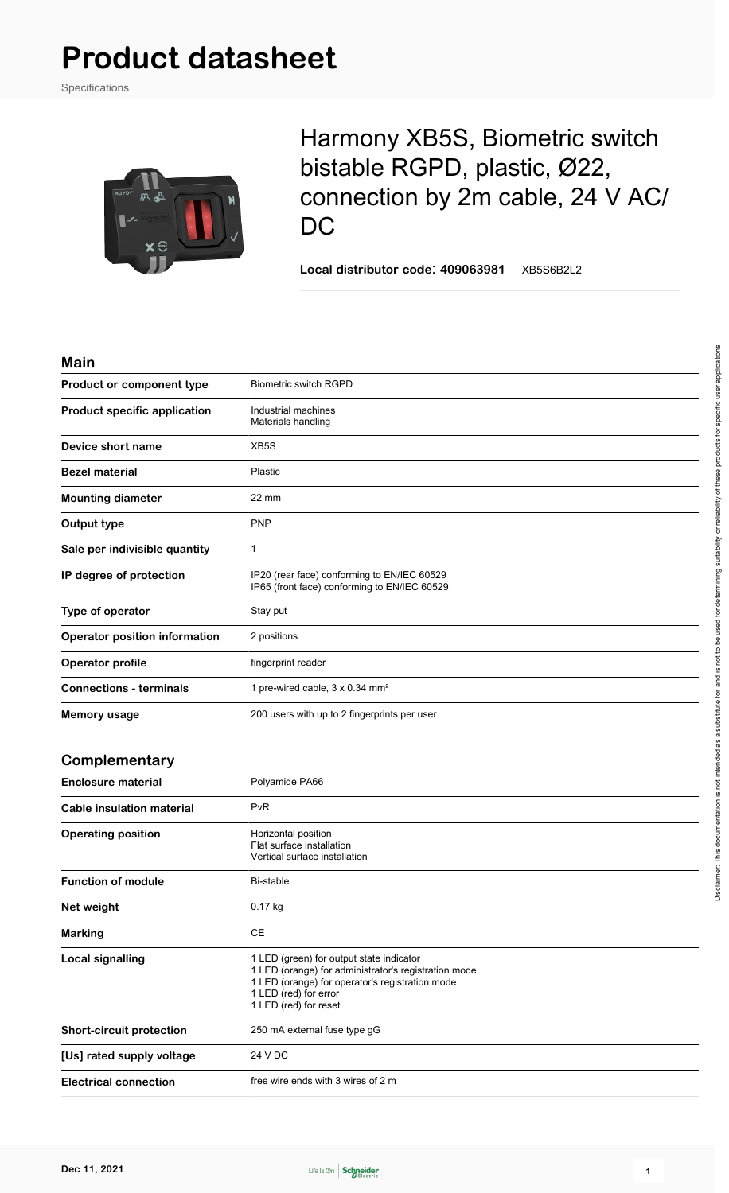# Product datasheet

Specifications

## Harmony XB5S, Biometric switch bistable RGPD, plastic, Ø22, connection by 2m cable, 24 V AC/DC

**Local distributor code: 409063981** XB5S6B2L2

## Main

| | |
|---|---|
| **Product or component type** | Biometric switch RGPD |
| **Product specific application** | Industrial machines<br>Materials handling |
| **Device short name** | XB5S |
| **Bezel material** | Plastic |
| **Mounting diameter** | 22 mm |
| **Output type** | PNP |
| **Sale per indivisible quantity** | 1 |
| **IP degree of protection** | IP20 (rear face) conforming to EN/IEC 60529<br>IP65 (front face) conforming to EN/IEC 60529 |
| **Type of operator** | Stay put |
| **Operator position information** | 2 positions |
| **Operator profile** | fingerprint reader |
| **Connections - terminals** | 1 pre-wired cable, 3 x 0.34 mm² |
| **Memory usage** | 200 users with up to 2 fingerprints per user |

## Complementary

| | |
|---|---|
| **Enclosure material** | Polyamide PA66 |
| **Cable insulation material** | PvR |
| **Operating position** | Horizontal position<br>Flat surface installation<br>Vertical surface installation |
| **Function of module** | Bi-stable |
| **Net weight** | 0.17 kg |
| **Marking** | CE |
| **Local signalling** | 1 LED (green) for output state indicator<br>1 LED (orange) for administrator's registration mode<br>1 LED (orange) for operator's registration mode<br>1 LED (red) for error<br>1 LED (red) for reset |
| **Short-circuit protection** | 250 mA external fuse type gG |
| **[Us] rated supply voltage** | 24 V DC |
| **Electrical connection** | free wire ends with 3 wires of 2 m |

Disclaimer: This documentation is not intended as a substitute for and is not to be used for determining suitability or reliability of these products for specific user applications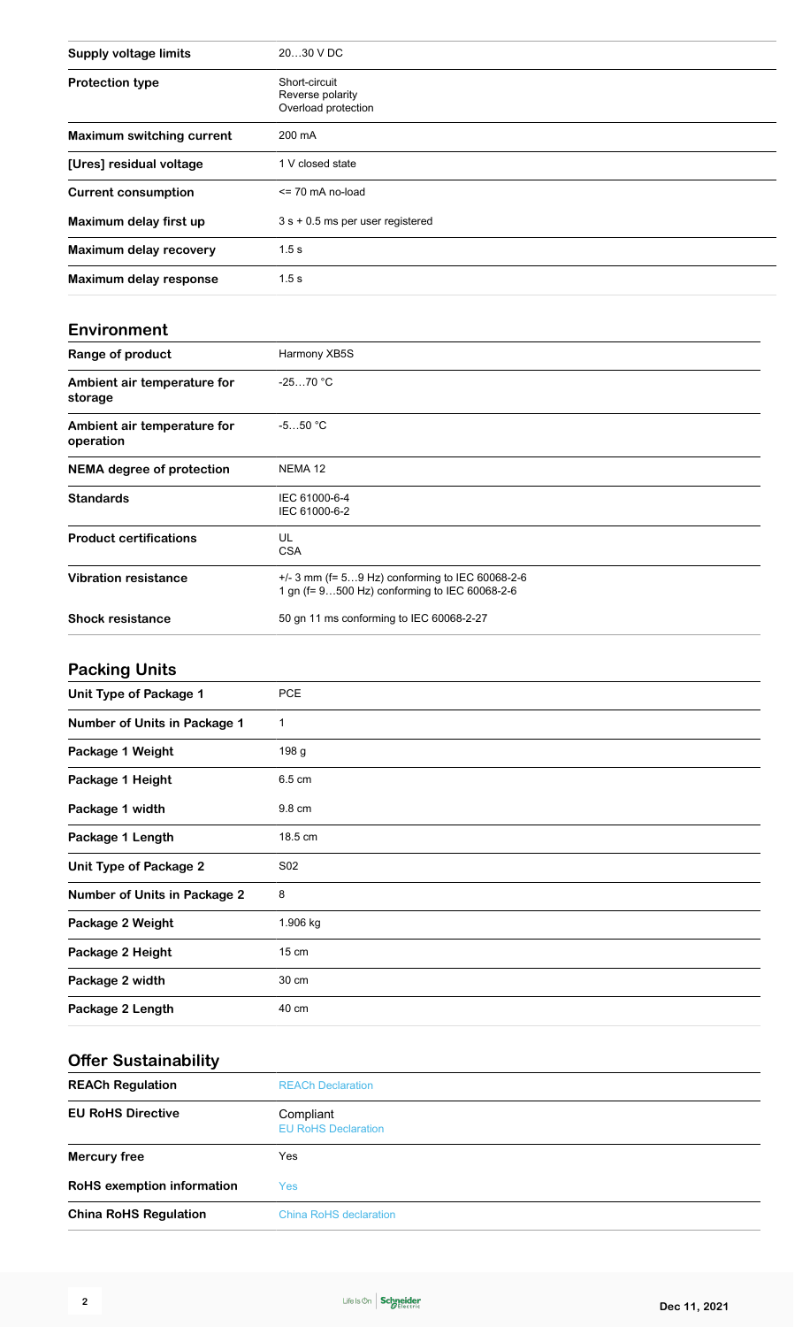| | |
|---|---|
| **Supply voltage limits** | 20…30 V DC |
| **Protection type** | Short-circuit<br>Reverse polarity<br>Overload protection |
| **Maximum switching current** | 200 mA |
| **[Ures] residual voltage** | 1 V closed state |
| **Current consumption** | <= 70 mA no-load |
| **Maximum delay first up** | 3 s + 0.5 ms per user registered |
| **Maximum delay recovery** | 1.5 s |
| **Maximum delay response** | 1.5 s |

## Environment

| | |
|---|---|
| **Range of product** | Harmony XB5S |
| **Ambient air temperature for storage** | -25…70 °C |
| **Ambient air temperature for operation** | -5…50 °C |
| **NEMA degree of protection** | NEMA 12 |
| **Standards** | IEC 61000-6-4<br>IEC 61000-6-2 |
| **Product certifications** | UL<br>CSA |
| **Vibration resistance** | +/- 3 mm (f= 5…9 Hz) conforming to IEC 60068-2-6<br>1 gn (f= 9…500 Hz) conforming to IEC 60068-2-6 |
| **Shock resistance** | 50 gn 11 ms conforming to IEC 60068-2-27 |

## Packing Units

| | |
|---|---|
| **Unit Type of Package 1** | PCE |
| **Number of Units in Package 1** | 1 |
| **Package 1 Weight** | 198 g |
| **Package 1 Height** | 6.5 cm |
| **Package 1 width** | 9.8 cm |
| **Package 1 Length** | 18.5 cm |
| **Unit Type of Package 2** | S02 |
| **Number of Units in Package 2** | 8 |
| **Package 2 Weight** | 1.906 kg |
| **Package 2 Height** | 15 cm |
| **Package 2 width** | 30 cm |
| **Package 2 Length** | 40 cm |

## Offer Sustainability

| | |
|---|---|
| **REACh Regulation** | REACh Declaration |
| **EU RoHS Directive** | Compliant<br>EU RoHS Declaration |
| **Mercury free** | Yes |
| **RoHS exemption information** | Yes |
| **China RoHS Regulation** | China RoHS declaration |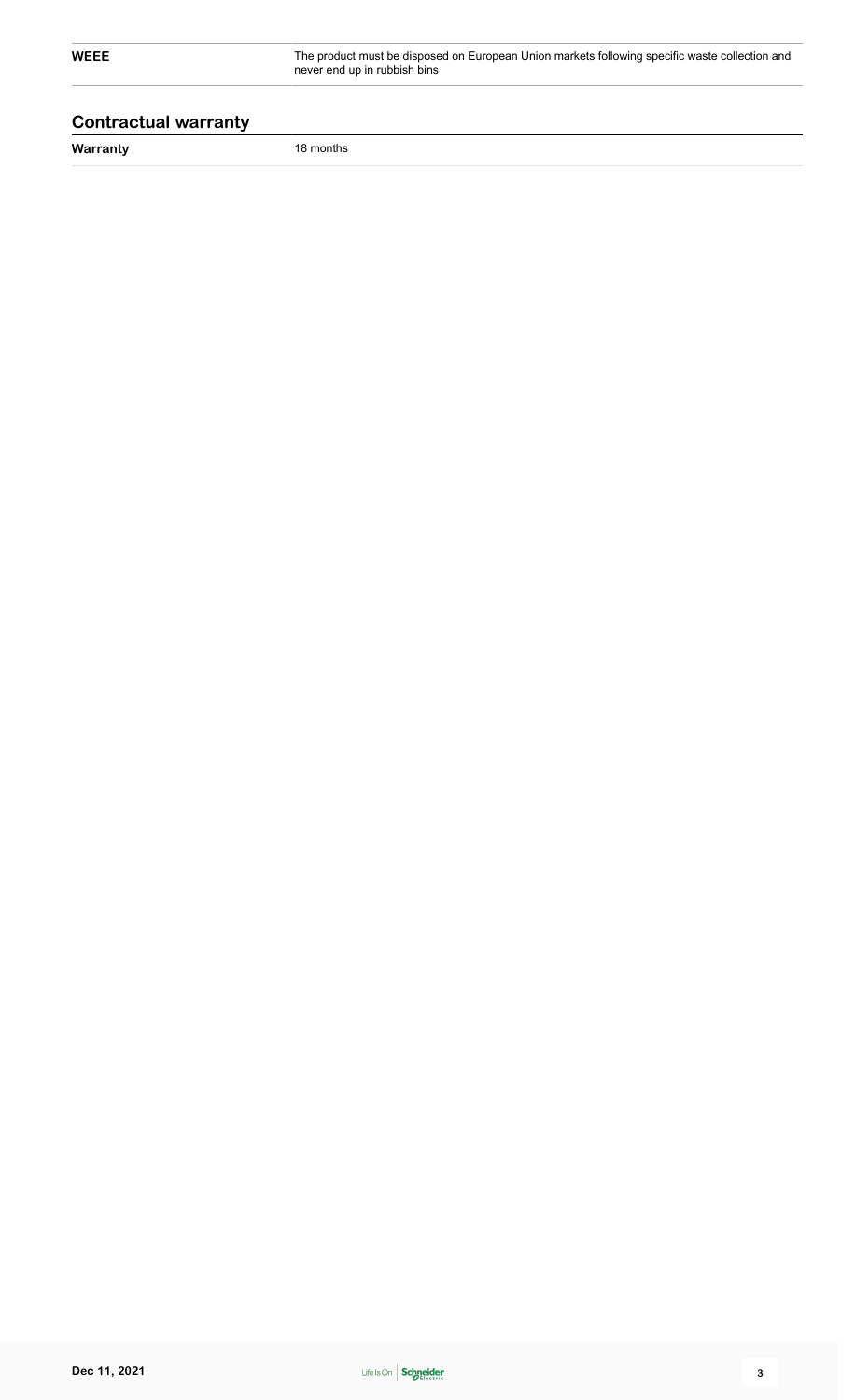| | |
|---|---|
| **WEEE** | The product must be disposed on European Union markets following specific waste collection and never end up in rubbish bins |

## Contractual warranty

| | |
|---|---|
| **Warranty** | 18 months |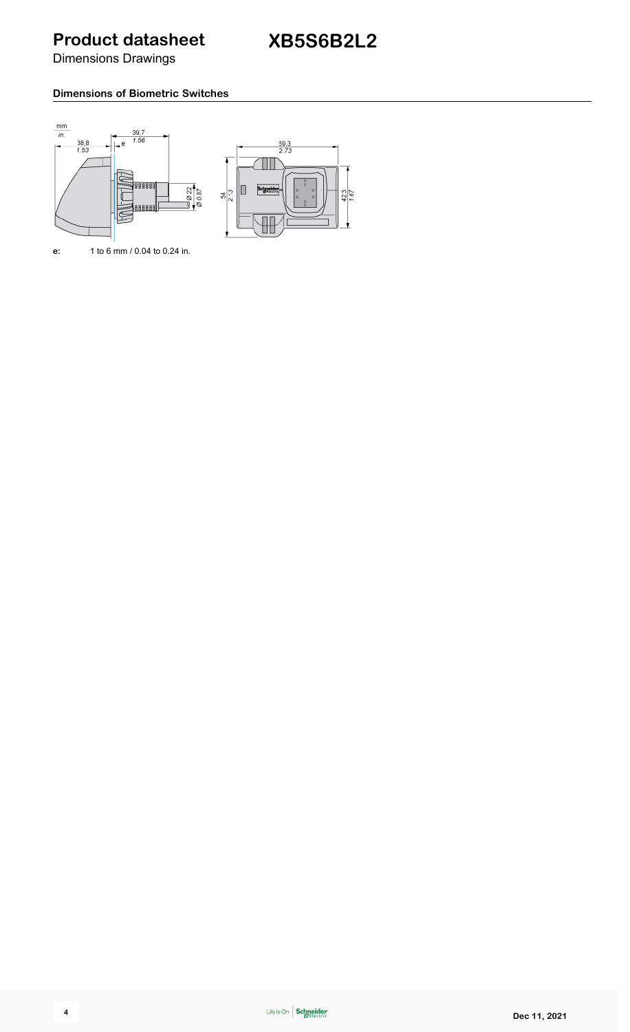# Product datasheet

## XB5S6B2L2

Dimensions Drawings

### Dimensions of Biometric Switches

mm
in.

38,8
1.53

39,7
1.56

e

Ø 22
Ø 0.87

89,3
2.73

54
2.13

42,3
1.67

**e:** 1 to 6 mm / 0.04 to 0.24 in.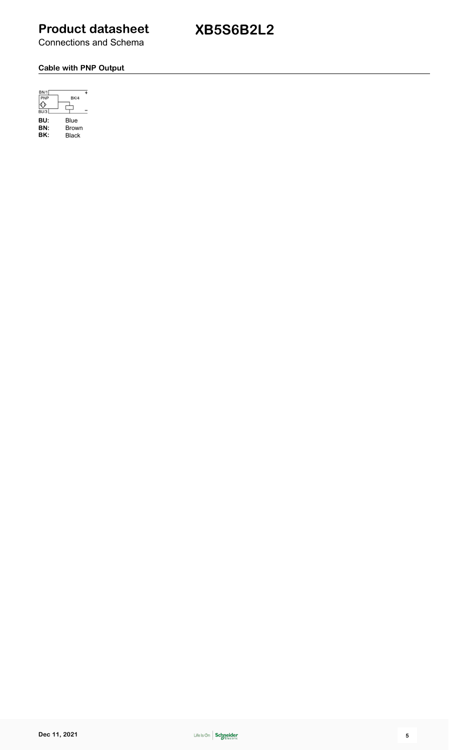# Product datasheet

Connections and Schema

## XB5S6B2L2

### Cable with PNP Output

BN/1 +
PNP BK/4
BU/3 –

**BU:** Blue
**BN:** Brown
**BK:** Black